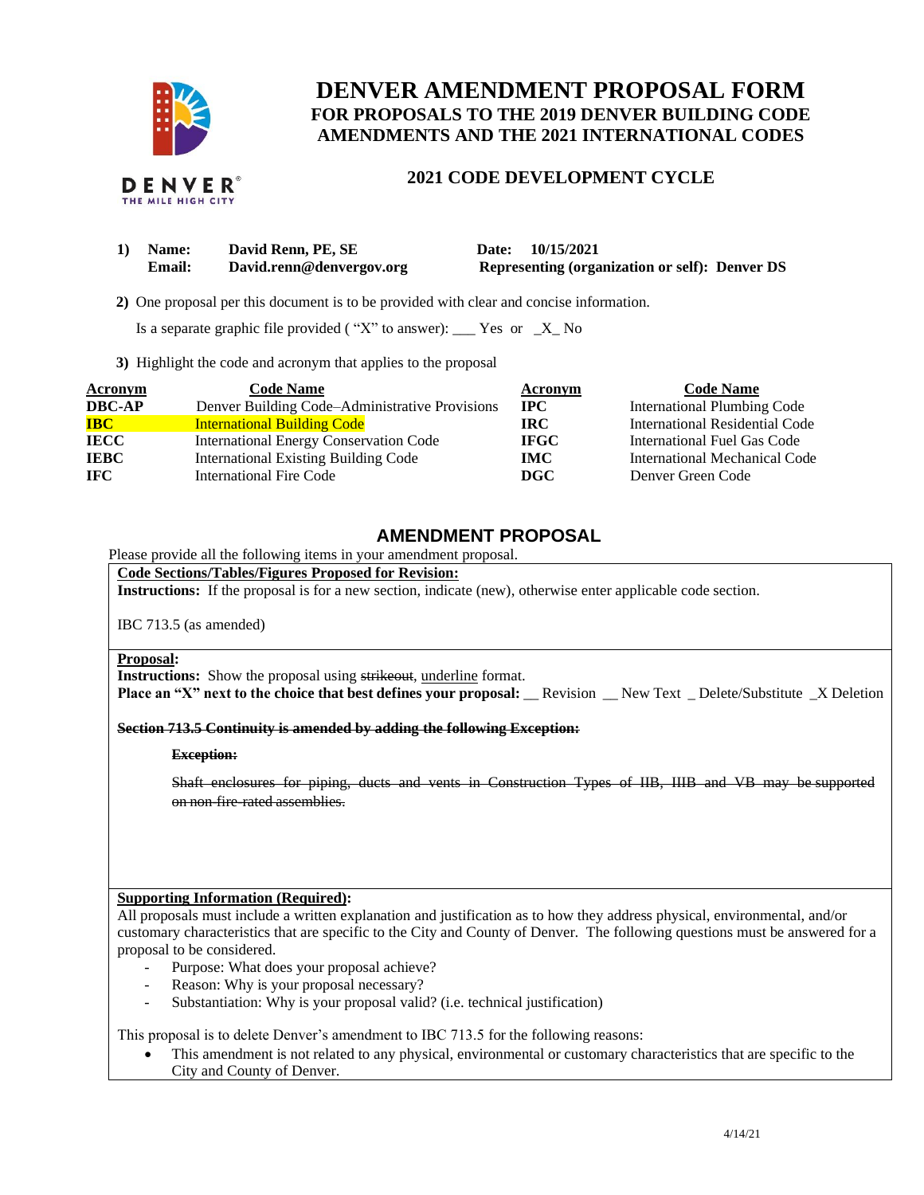# DENVER AMENDMENT PROPOSAL FORM

## FOR PROPOSALS TO THE 2019 DENVER BUILDING CODE AMENDMENTS AND THE 2021 INTERNATIONAL CODES

### 2021 CODE DEVELOPMENT CYCLE

**1) Name:** **David Renn, PE, SE** **Date: 10/15/2021**
**Email:** **David.renn@denvergov.org** **Representing (organization or self): Denver DS**

**2)** One proposal per this document is to be provided with clear and concise information.

Is a separate graphic file provided ( "X" to answer): ___ Yes or _X_ No

**3)** Highlight the code and acronym that applies to the proposal

| Acronym | Code Name | Acronym | Code Name |
|---|---|---|---|
| **DBC-AP** | Denver Building Code–Administrative Provisions | **IPC** | International Plumbing Code |
| **IBC** | International Building Code | **IRC** | International Residential Code |
| **IECC** | International Energy Conservation Code | **IFGC** | International Fuel Gas Code |
| **IEBC** | International Existing Building Code | **IMC** | International Mechanical Code |
| **IFC** | International Fire Code | **DGC** | Denver Green Code |

## AMENDMENT PROPOSAL

Please provide all the following items in your amendment proposal.

**Code Sections/Tables/Figures Proposed for Revision:**

**Instructions:** If the proposal is for a new section, indicate (new), otherwise enter applicable code section.

IBC 713.5 (as amended)

**Proposal:**

**Instructions:** Show the proposal using ~~strikeout~~, <u>underline</u> format.

**Place an "X" next to the choice that best defines your proposal:** __ Revision __ New Text _ Delete/Substitute _X Deletion

~~**Section 713.5 Continuity is amended by adding the following Exception:**~~

~~**Exception:**~~

~~Shaft enclosures for piping, ducts and vents in Construction Types of IIB, IIIB and VB may be supported on non-fire-rated assemblies.~~

**Supporting Information (Required):**

All proposals must include a written explanation and justification as to how they address physical, environmental, and/or customary characteristics that are specific to the City and County of Denver. The following questions must be answered for a proposal to be considered.

- Purpose: What does your proposal achieve?
- Reason: Why is your proposal necessary?
- Substantiation: Why is your proposal valid? (i.e. technical justification)

This proposal is to delete Denver's amendment to IBC 713.5 for the following reasons:

- This amendment is not related to any physical, environmental or customary characteristics that are specific to the City and County of Denver.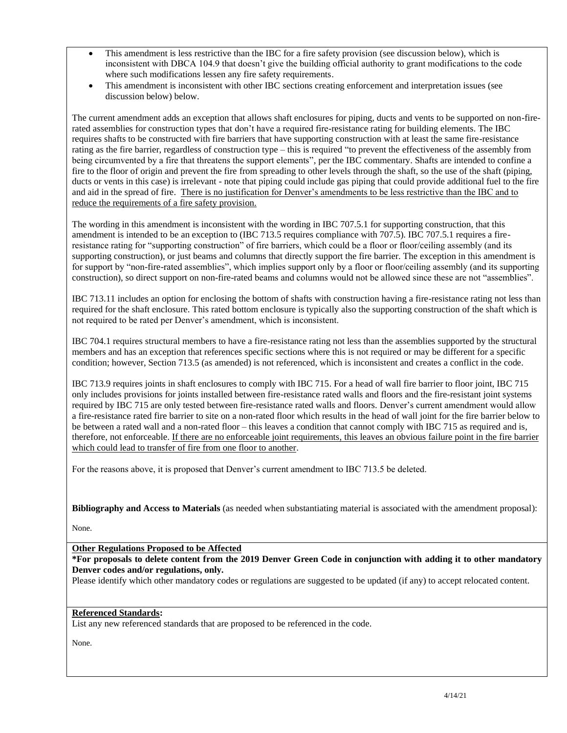- This amendment is less restrictive than the IBC for a fire safety provision (see discussion below), which is inconsistent with DBCA 104.9 that doesn't give the building official authority to grant modifications to the code where such modifications lessen any fire safety requirements.
- This amendment is inconsistent with other IBC sections creating enforcement and interpretation issues (see discussion below) below.

The current amendment adds an exception that allows shaft enclosures for piping, ducts and vents to be supported on non-fire-rated assemblies for construction types that don't have a required fire-resistance rating for building elements. The IBC requires shafts to be constructed with fire barriers that have supporting construction with at least the same fire-resistance rating as the fire barrier, regardless of construction type – this is required "to prevent the effectiveness of the assembly from being circumvented by a fire that threatens the support elements", per the IBC commentary. Shafts are intended to confine a fire to the floor of origin and prevent the fire from spreading to other levels through the shaft, so the use of the shaft (piping, ducts or vents in this case) is irrelevant - note that piping could include gas piping that could provide additional fuel to the fire and aid in the spread of fire. <u>There is no justification for Denver's amendments to be less restrictive than the IBC and to reduce the requirements of a fire safety provision.</u>

The wording in this amendment is inconsistent with the wording in IBC 707.5.1 for supporting construction, that this amendment is intended to be an exception to (IBC 713.5 requires compliance with 707.5). IBC 707.5.1 requires a fire-resistance rating for "supporting construction" of fire barriers, which could be a floor or floor/ceiling assembly (and its supporting construction), or just beams and columns that directly support the fire barrier. The exception in this amendment is for support by "non-fire-rated assemblies", which implies support only by a floor or floor/ceiling assembly (and its supporting construction), so direct support on non-fire-rated beams and columns would not be allowed since these are not "assemblies".

IBC 713.11 includes an option for enclosing the bottom of shafts with construction having a fire-resistance rating not less than required for the shaft enclosure. This rated bottom enclosure is typically also the supporting construction of the shaft which is not required to be rated per Denver's amendment, which is inconsistent.

IBC 704.1 requires structural members to have a fire-resistance rating not less than the assemblies supported by the structural members and has an exception that references specific sections where this is not required or may be different for a specific condition; however, Section 713.5 (as amended) is not referenced, which is inconsistent and creates a conflict in the code.

IBC 713.9 requires joints in shaft enclosures to comply with IBC 715. For a head of wall fire barrier to floor joint, IBC 715 only includes provisions for joints installed between fire-resistance rated walls and floors and the fire-resistant joint systems required by IBC 715 are only tested between fire-resistance rated walls and floors. Denver's current amendment would allow a fire-resistance rated fire barrier to site on a non-rated floor which results in the head of wall joint for the fire barrier below to be between a rated wall and a non-rated floor – this leaves a condition that cannot comply with IBC 715 as required and is, therefore, not enforceable. <u>If there are no enforceable joint requirements, this leaves an obvious failure point in the fire barrier which could lead to transfer of fire from one floor to another</u>.

For the reasons above, it is proposed that Denver's current amendment to IBC 713.5 be deleted.

**Bibliography and Access to Materials** (as needed when substantiating material is associated with the amendment proposal):

None.

**<u>Other Regulations Proposed to be Affected</u>**

**\*For proposals to delete content from the 2019 Denver Green Code in conjunction with adding it to other mandatory Denver codes and/or regulations, only.**

Please identify which other mandatory codes or regulations are suggested to be updated (if any) to accept relocated content.

**<u>Referenced Standards</u>:**

List any new referenced standards that are proposed to be referenced in the code.

None.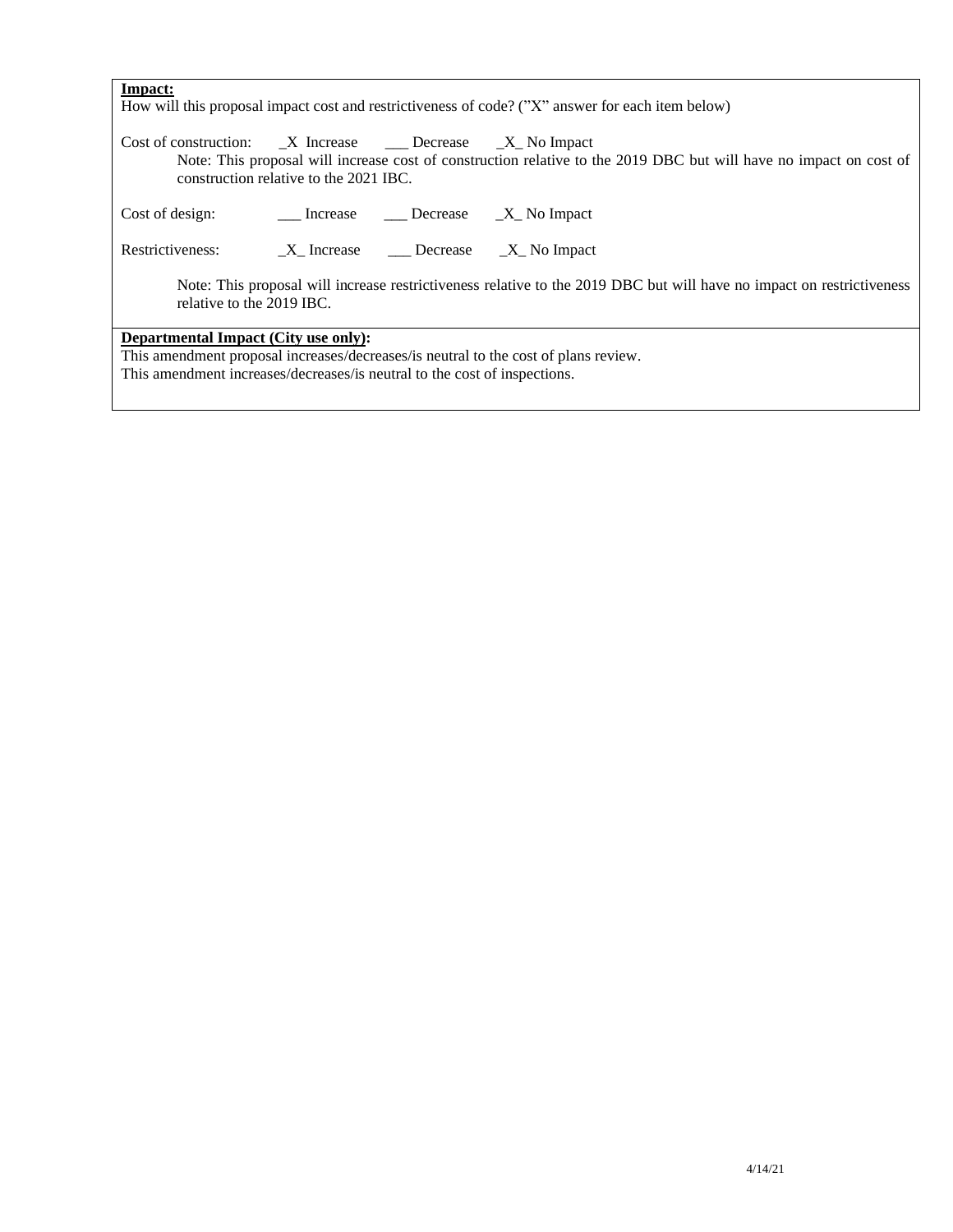**Impact:**

How will this proposal impact cost and restrictiveness of code? (”X” answer for each item below)

Cost of construction: _X Increase ___ Decrease _X_ No Impact

Note: This proposal will increase cost of construction relative to the 2019 DBC but will have no impact on cost of construction relative to the 2021 IBC.

Cost of design: ___ Increase ___ Decrease _X_ No Impact

Restrictiveness: _X_ Increase ___ Decrease _X_ No Impact

Note: This proposal will increase restrictiveness relative to the 2019 DBC but will have no impact on restrictiveness relative to the 2019 IBC.

**Departmental Impact (City use only):**

This amendment proposal increases/decreases/is neutral to the cost of plans review.
This amendment increases/decreases/is neutral to the cost of inspections.